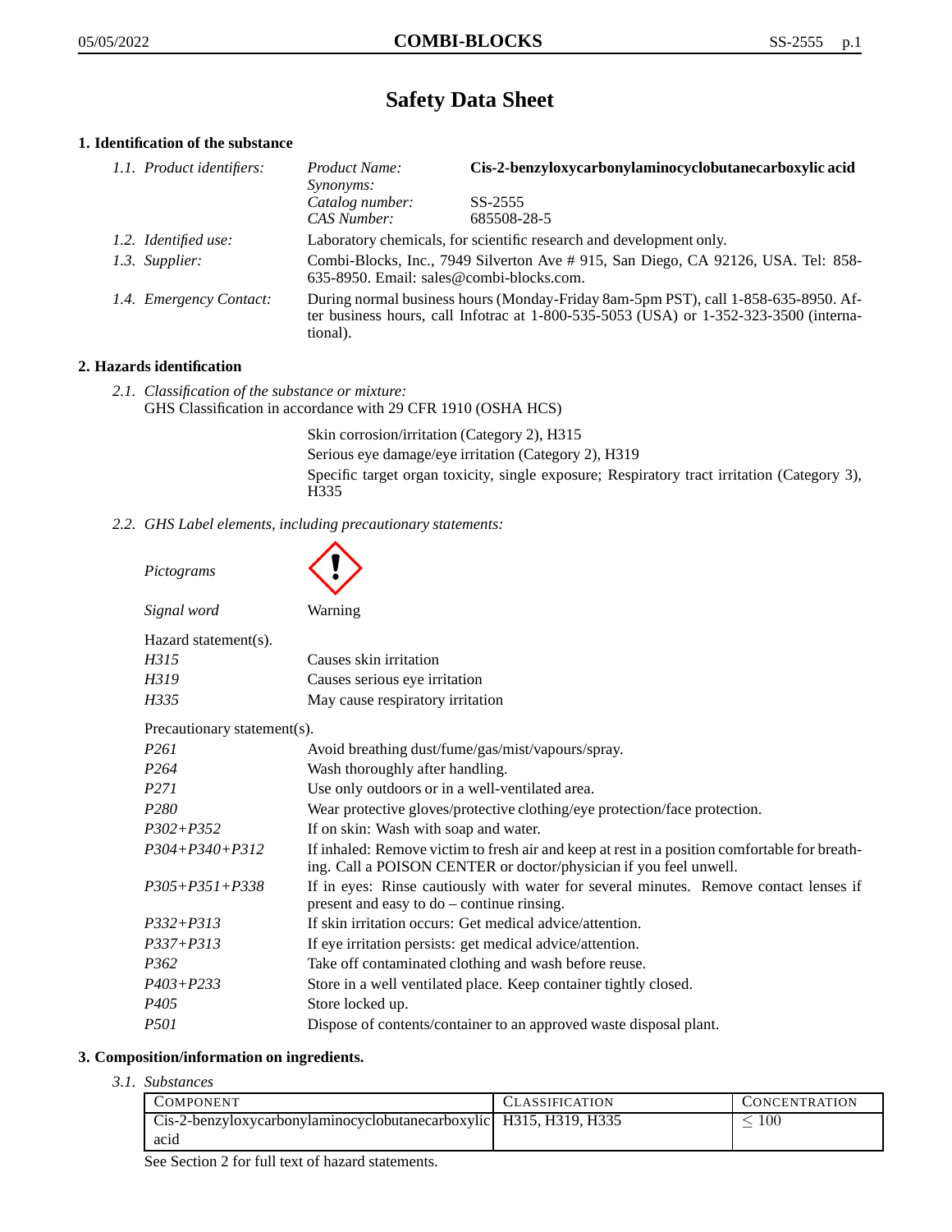# Safety Data Sheet

## 1. Identification of the substance

*1.1. Product identifiers:*

| | |
|---|---|
| *Product Name:* | **Cis-2-benzyloxycarbonylaminocyclobutanecarboxylic acid** |
| *Synonyms:* | |
| *Catalog number:* | SS-2555 |
| *CAS Number:* | 685508-28-5 |

*1.2. Identified use:* Laboratory chemicals, for scientific research and development only.

*1.3. Supplier:* Combi-Blocks, Inc., 7949 Silverton Ave # 915, San Diego, CA 92126, USA. Tel: 858-635-8950. Email: sales@combi-blocks.com.

*1.4. Emergency Contact:* During normal business hours (Monday-Friday 8am-5pm PST), call 1-858-635-8950. After business hours, call Infotrac at 1-800-535-5053 (USA) or 1-352-323-3500 (international).

## 2. Hazards identification

*2.1. Classification of the substance or mixture:*
GHS Classification in accordance with 29 CFR 1910 (OSHA HCS)

Skin corrosion/irritation (Category 2), H315
Serious eye damage/eye irritation (Category 2), H319
Specific target organ toxicity, single exposure; Respiratory tract irritation (Category 3), H335

*2.2. GHS Label elements, including precautionary statements:*

*Pictograms*

*Signal word* Warning

Hazard statement(s).

| | |
|---|---|
| *H315* | Causes skin irritation |
| *H319* | Causes serious eye irritation |
| *H335* | May cause respiratory irritation |

Precautionary statement(s).

| | |
|---|---|
| *P261* | Avoid breathing dust/fume/gas/mist/vapours/spray. |
| *P264* | Wash thoroughly after handling. |
| *P271* | Use only outdoors or in a well-ventilated area. |
| *P280* | Wear protective gloves/protective clothing/eye protection/face protection. |
| *P302+P352* | If on skin: Wash with soap and water. |
| *P304+P340+P312* | If inhaled: Remove victim to fresh air and keep at rest in a position comfortable for breathing. Call a POISON CENTER or doctor/physician if you feel unwell. |
| *P305+P351+P338* | If in eyes: Rinse cautiously with water for several minutes. Remove contact lenses if present and easy to do – continue rinsing. |
| *P332+P313* | If skin irritation occurs: Get medical advice/attention. |
| *P337+P313* | If eye irritation persists: get medical advice/attention. |
| *P362* | Take off contaminated clothing and wash before reuse. |
| *P403+P233* | Store in a well ventilated place. Keep container tightly closed. |
| *P405* | Store locked up. |
| *P501* | Dispose of contents/container to an approved waste disposal plant. |

## 3. Composition/information on ingredients.

*3.1. Substances*

| COMPONENT | CLASSIFICATION | CONCENTRATION |
|---|---|---|
| Cis-2-benzyloxycarbonylaminocyclobutanecarboxylic acid | H315, H319, H335 | $\leq 100$ |

See Section 2 for full text of hazard statements.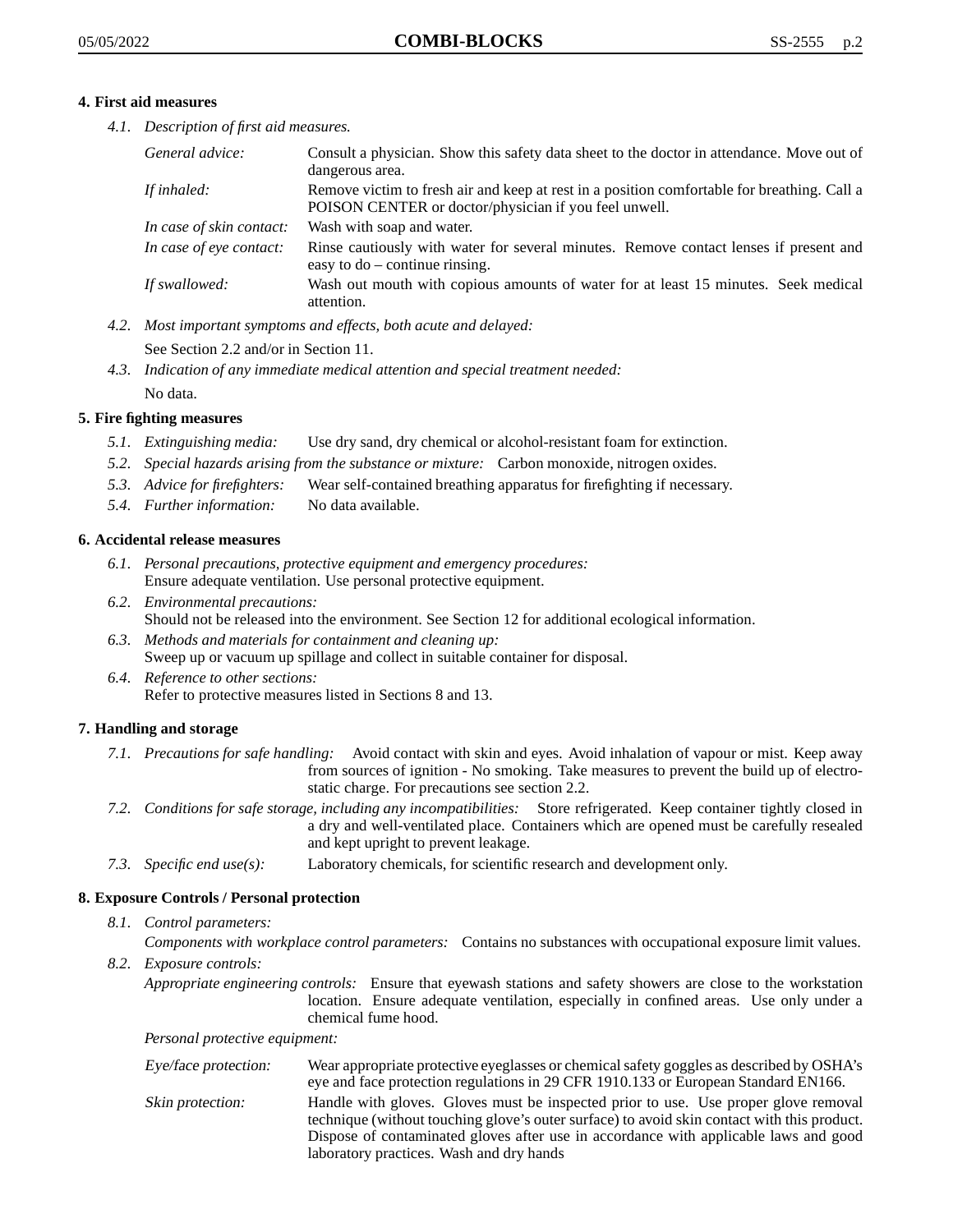## 4. First aid measures

*4.1. Description of first aid measures.*

| | |
|---|---|
| *General advice:* | Consult a physician. Show this safety data sheet to the doctor in attendance. Move out of dangerous area. |
| *If inhaled:* | Remove victim to fresh air and keep at rest in a position comfortable for breathing. Call a POISON CENTER or doctor/physician if you feel unwell. |
| *In case of skin contact:* | Wash with soap and water. |
| *In case of eye contact:* | Rinse cautiously with water for several minutes. Remove contact lenses if present and easy to do – continue rinsing. |
| *If swallowed:* | Wash out mouth with copious amounts of water for at least 15 minutes. Seek medical attention. |

*4.2. Most important symptoms and effects, both acute and delayed:*

See Section 2.2 and/or in Section 11.

*4.3. Indication of any immediate medical attention and special treatment needed:*

No data.

## 5. Fire fighting measures

*5.1. Extinguishing media:* Use dry sand, dry chemical or alcohol-resistant foam for extinction.

*5.2. Special hazards arising from the substance or mixture:* Carbon monoxide, nitrogen oxides.

*5.3. Advice for firefighters:* Wear self-contained breathing apparatus for firefighting if necessary.

*5.4. Further information:* No data available.

## 6. Accidental release measures

*6.1. Personal precautions, protective equipment and emergency procedures:*
Ensure adequate ventilation. Use personal protective equipment.

*6.2. Environmental precautions:*
Should not be released into the environment. See Section 12 for additional ecological information.

*6.3. Methods and materials for containment and cleaning up:*
Sweep up or vacuum up spillage and collect in suitable container for disposal.

*6.4. Reference to other sections:*
Refer to protective measures listed in Sections 8 and 13.

## 7. Handling and storage

*7.1. Precautions for safe handling:* Avoid contact with skin and eyes. Avoid inhalation of vapour or mist. Keep away from sources of ignition - No smoking. Take measures to prevent the build up of electrostatic charge. For precautions see section 2.2.

*7.2. Conditions for safe storage, including any incompatibilities:* Store refrigerated. Keep container tightly closed in a dry and well-ventilated place. Containers which are opened must be carefully resealed and kept upright to prevent leakage.

*7.3. Specific end use(s):* Laboratory chemicals, for scientific research and development only.

## 8. Exposure Controls / Personal protection

*8.1. Control parameters:*

*Components with workplace control parameters:* Contains no substances with occupational exposure limit values.

*8.2. Exposure controls:*

*Appropriate engineering controls:* Ensure that eyewash stations and safety showers are close to the workstation location. Ensure adequate ventilation, especially in confined areas. Use only under a chemical fume hood.

*Personal protective equipment:*

| | |
|---|---|
| *Eye/face protection:* | Wear appropriate protective eyeglasses or chemical safety goggles as described by OSHA's eye and face protection regulations in 29 CFR 1910.133 or European Standard EN166. |
| *Skin protection:* | Handle with gloves. Gloves must be inspected prior to use. Use proper glove removal technique (without touching glove's outer surface) to avoid skin contact with this product. Dispose of contaminated gloves after use in accordance with applicable laws and good laboratory practices. Wash and dry hands |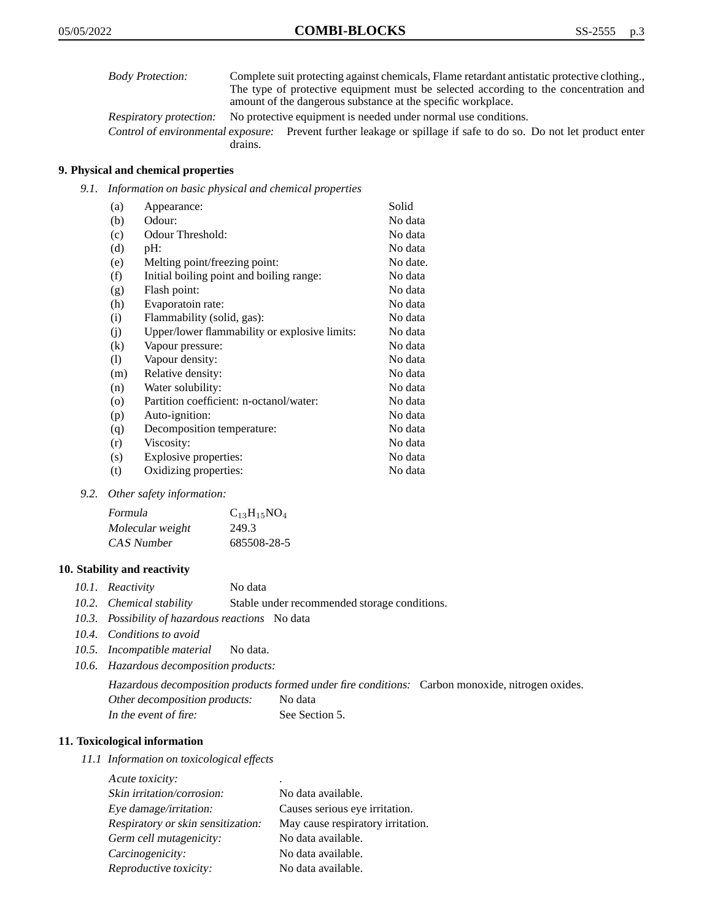*Body Protection:* Complete suit protecting against chemicals, Flame retardant antistatic protective clothing., The type of protective equipment must be selected according to the concentration and amount of the dangerous substance at the specific workplace.

*Respiratory protection:* No protective equipment is needed under normal use conditions.

*Control of environmental exposure:* Prevent further leakage or spillage if safe to do so. Do not let product enter drains.

## 9. Physical and chemical properties

*9.1. Information on basic physical and chemical properties*

| | | |
|---|---|---|
| (a) | Appearance: | Solid |
| (b) | Odour: | No data |
| (c) | Odour Threshold: | No data |
| (d) | pH: | No data |
| (e) | Melting point/freezing point: | No date. |
| (f) | Initial boiling point and boiling range: | No data |
| (g) | Flash point: | No data |
| (h) | Evaporatoin rate: | No data |
| (i) | Flammability (solid, gas): | No data |
| (j) | Upper/lower flammability or explosive limits: | No data |
| (k) | Vapour pressure: | No data |
| (l) | Vapour density: | No data |
| (m) | Relative density: | No data |
| (n) | Water solubility: | No data |
| (o) | Partition coefficient: n-octanol/water: | No data |
| (p) | Auto-ignition: | No data |
| (q) | Decomposition temperature: | No data |
| (r) | Viscosity: | No data |
| (s) | Explosive properties: | No data |
| (t) | Oxidizing properties: | No data |

*9.2. Other safety information:*

| | |
|---|---|
| *Formula* | $C_{13}H_{15}NO_4$ |
| *Molecular weight* | 249.3 |
| *CAS Number* | 685508-28-5 |

## 10. Stability and reactivity

*10.1. Reactivity* No data

*10.2. Chemical stability* Stable under recommended storage conditions.

*10.3. Possibility of hazardous reactions* No data

*10.4. Conditions to avoid*

*10.5. Incompatible material* No data.

*10.6. Hazardous decomposition products:*

*Hazardous decomposition products formed under fire conditions:* Carbon monoxide, nitrogen oxides.

*Other decomposition products:* No data

*In the event of fire:* See Section 5.

## 11. Toxicological information

*11.1 Information on toxicological effects*

| | |
|---|---|
| *Acute toxicity:* | . |
| *Skin irritation/corrosion:* | No data available. |
| *Eye damage/irritation:* | Causes serious eye irritation. |
| *Respiratory or skin sensitization:* | May cause respiratory irritation. |
| *Germ cell mutagenicity:* | No data available. |
| *Carcinogenicity:* | No data available. |
| *Reproductive toxicity:* | No data available. |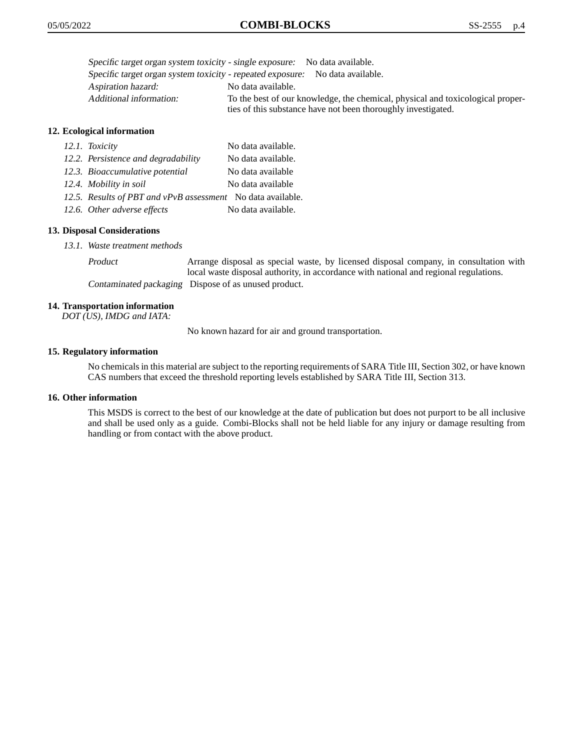*Specific target organ system toxicity - single exposure:* No data available.
*Specific target organ system toxicity - repeated exposure:* No data available.
*Aspiration hazard:* No data available.
*Additional information:* To the best of our knowledge, the chemical, physical and toxicological properties of this substance have not been thoroughly investigated.

## 12. Ecological information

| | |
|---|---|
| *12.1. Toxicity* | No data available. |
| *12.2. Persistence and degradability* | No data available. |
| *12.3. Bioaccumulative potential* | No data available |
| *12.4. Mobility in soil* | No data available |
| *12.5. Results of PBT and vPvB assessment* | No data available. |
| *12.6. Other adverse effects* | No data available. |

## 13. Disposal Considerations

*13.1. Waste treatment methods*

*Product* Arrange disposal as special waste, by licensed disposal company, in consultation with local waste disposal authority, in accordance with national and regional regulations.

*Contaminated packaging* Dispose of as unused product.

## 14. Transportation information

*DOT (US), IMDG and IATA:*

No known hazard for air and ground transportation.

## 15. Regulatory information

No chemicals in this material are subject to the reporting requirements of SARA Title III, Section 302, or have known CAS numbers that exceed the threshold reporting levels established by SARA Title III, Section 313.

## 16. Other information

This MSDS is correct to the best of our knowledge at the date of publication but does not purport to be all inclusive and shall be used only as a guide. Combi-Blocks shall not be held liable for any injury or damage resulting from handling or from contact with the above product.